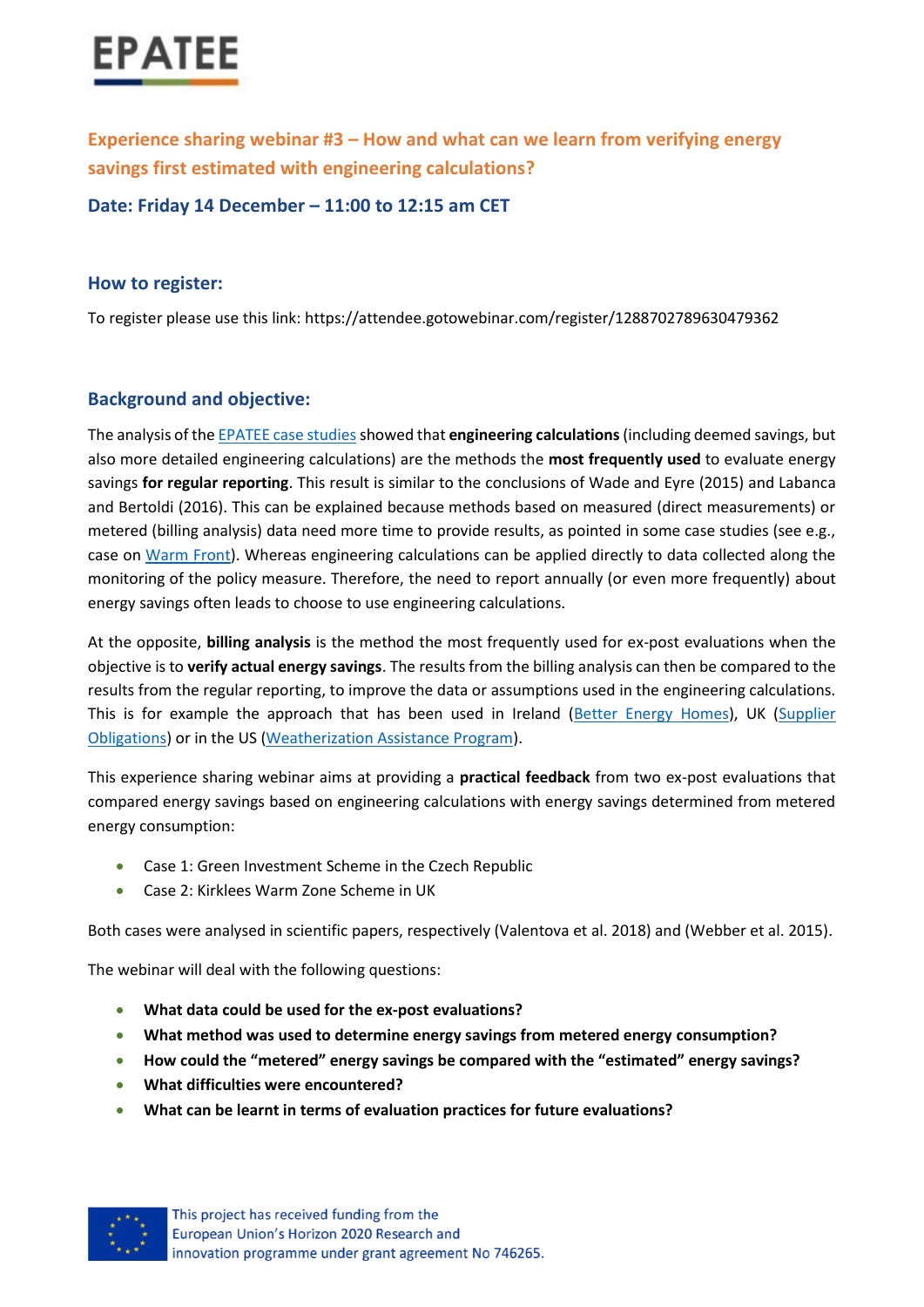# EPATEE

## Experience sharing webinar #3 – How and what can we learn from verifying energy savings first estimated with engineering calculations?

### Date: Friday 14 December – 11:00 to 12:15 am CET

### How to register:

To register please use this link: https://attendee.gotowebinar.com/register/1288702789630479362

### Background and objective:

The analysis of the EPATEE case studies showed that **engineering calculations** (including deemed savings, but also more detailed engineering calculations) are the methods the **most frequently used** to evaluate energy savings **for regular reporting**. This result is similar to the conclusions of Wade and Eyre (2015) and Labanca and Bertoldi (2016). This can be explained because methods based on measured (direct measurements) or metered (billing analysis) data need more time to provide results, as pointed in some case studies (see e.g., case on Warm Front). Whereas engineering calculations can be applied directly to data collected along the monitoring of the policy measure. Therefore, the need to report annually (or even more frequently) about energy savings often leads to choose to use engineering calculations.

At the opposite, **billing analysis** is the method the most frequently used for ex-post evaluations when the objective is to **verify actual energy savings**. The results from the billing analysis can then be compared to the results from the regular reporting, to improve the data or assumptions used in the engineering calculations. This is for example the approach that has been used in Ireland (Better Energy Homes), UK (Supplier Obligations) or in the US (Weatherization Assistance Program).

This experience sharing webinar aims at providing a **practical feedback** from two ex-post evaluations that compared energy savings based on engineering calculations with energy savings determined from metered energy consumption:

- Case 1: Green Investment Scheme in the Czech Republic
- Case 2: Kirklees Warm Zone Scheme in UK

Both cases were analysed in scientific papers, respectively (Valentova et al. 2018) and (Webber et al. 2015).

The webinar will deal with the following questions:

- **What data could be used for the ex-post evaluations?**
- **What method was used to determine energy savings from metered energy consumption?**
- **How could the "metered" energy savings be compared with the "estimated" energy savings?**
- **What difficulties were encountered?**
- **What can be learnt in terms of evaluation practices for future evaluations?**

This project has received funding from the European Union's Horizon 2020 Research and innovation programme under grant agreement No 746265.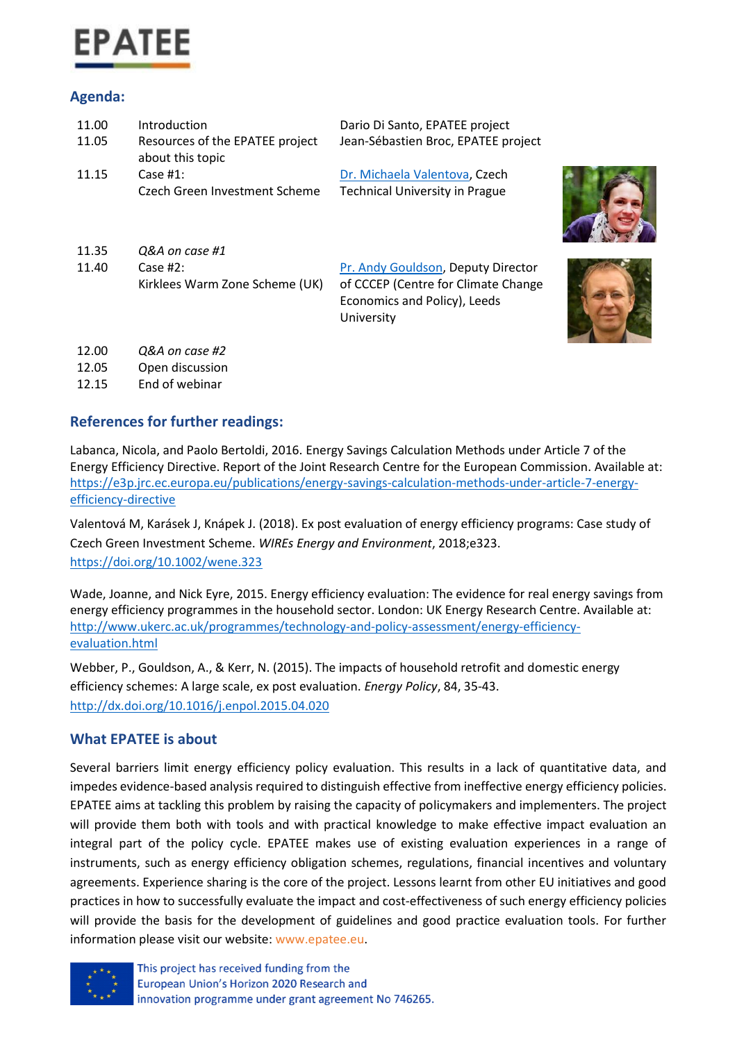## Agenda:

| | | |
|---|---|---|
| 11.00 | Introduction | Dario Di Santo, EPATEE project |
| 11.05 | Resources of the EPATEE project about this topic | Jean-Sébastien Broc, EPATEE project |
| 11.15 | Case #1: Czech Green Investment Scheme | [Dr. Michaela Valentova](), Czech Technical University in Prague |
| 11.35 | *Q&A on case #1* | |
| 11.40 | Case #2: Kirklees Warm Zone Scheme (UK) | [Pr. Andy Gouldson](), Deputy Director of CCCEP (Centre for Climate Change Economics and Policy), Leeds University |
| 12.00 | *Q&A on case #2* | |
| 12.05 | Open discussion | |
| 12.15 | End of webinar | |

## References for further readings:

Labanca, Nicola, and Paolo Bertoldi, 2016. Energy Savings Calculation Methods under Article 7 of the Energy Efficiency Directive. Report of the Joint Research Centre for the European Commission. Available at: https://e3p.jrc.ec.europa.eu/publications/energy-savings-calculation-methods-under-article-7-energy-efficiency-directive

Valentová M, Karásek J, Knápek J. (2018). Ex post evaluation of energy efficiency programs: Case study of Czech Green Investment Scheme. *WIREs Energy and Environment*, 2018;e323. https://doi.org/10.1002/wene.323

Wade, Joanne, and Nick Eyre, 2015. Energy efficiency evaluation: The evidence for real energy savings from energy efficiency programmes in the household sector. London: UK Energy Research Centre. Available at: http://www.ukerc.ac.uk/programmes/technology-and-policy-assessment/energy-efficiency-evaluation.html

Webber, P., Gouldson, A., & Kerr, N. (2015). The impacts of household retrofit and domestic energy efficiency schemes: A large scale, ex post evaluation. *Energy Policy*, 84, 35-43. http://dx.doi.org/10.1016/j.enpol.2015.04.020

## What EPATEE is about

Several barriers limit energy efficiency policy evaluation. This results in a lack of quantitative data, and impedes evidence-based analysis required to distinguish effective from ineffective energy efficiency policies. EPATEE aims at tackling this problem by raising the capacity of policymakers and implementers. The project will provide them both with tools and with practical knowledge to make effective impact evaluation an integral part of the policy cycle. EPATEE makes use of existing evaluation experiences in a range of instruments, such as energy efficiency obligation schemes, regulations, financial incentives and voluntary agreements. Experience sharing is the core of the project. Lessons learnt from other EU initiatives and good practices in how to successfully evaluate the impact and cost-effectiveness of such energy efficiency policies will provide the basis for the development of guidelines and good practice evaluation tools. For further information please visit our website: www.epatee.eu.

This project has received funding from the European Union's Horizon 2020 Research and innovation programme under grant agreement No 746265.